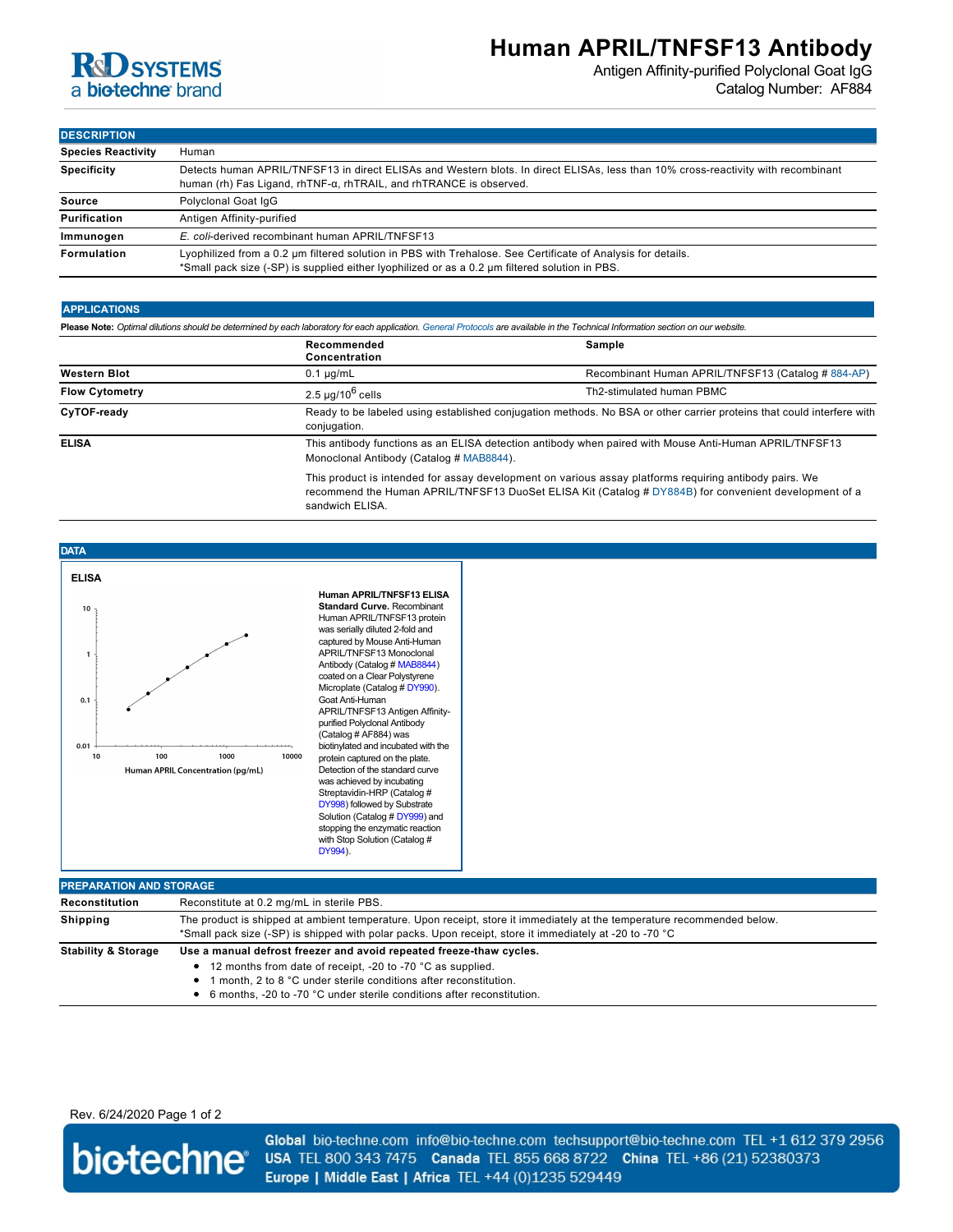# Human APRIL/TNFSF13 Antibody

Antigen Affinity-purified Polyclonal Goat IgG

Catalog Number: AF884

## DESCRIPTION

| | |
|---|---|
| **Species Reactivity** | Human |
| **Specificity** | Detects human APRIL/TNFSF13 in direct ELISAs and Western blots. In direct ELISAs, less than 10% cross-reactivity with recombinant human (rh) Fas Ligand, rhTNF-α, rhTRAIL, and rhTRANCE is observed. |
| **Source** | Polyclonal Goat IgG |
| **Purification** | Antigen Affinity-purified |
| **Immunogen** | *E. coli*-derived recombinant human APRIL/TNFSF13 |
| **Formulation** | Lyophilized from a 0.2 μm filtered solution in PBS with Trehalose. See Certificate of Analysis for details. *Small pack size (-SP) is supplied either lyophilized or as a 0.2 μm filtered solution in PBS. |

## APPLICATIONS

**Please Note:** *Optimal dilutions should be determined by each laboratory for each application. General Protocols are available in the Technical Information section on our website.*

| | Recommended Concentration | Sample |
|---|---|---|
| **Western Blot** | 0.1 µg/mL | Recombinant Human APRIL/TNFSF13 (Catalog # 884-AP) |
| **Flow Cytometry** | 2.5 µg/$10^6$ cells | Th2-stimulated human PBMC |
| **CyTOF-ready** | Ready to be labeled using established conjugation methods. No BSA or other carrier proteins that could interfere with conjugation. | |
| **ELISA** | This antibody functions as an ELISA detection antibody when paired with Mouse Anti-Human APRIL/TNFSF13 Monoclonal Antibody (Catalog # MAB8844). This product is intended for assay development on various assay platforms requiring antibody pairs. We recommend the Human APRIL/TNFSF13 DuoSet ELISA Kit (Catalog # DY884B) for convenient development of a sandwich ELISA. | |

## DATA

**ELISA**

**Human APRIL/TNFSF13 ELISA Standard Curve.** Recombinant Human APRIL/TNFSF13 protein was serially diluted 2-fold and captured by Mouse Anti-Human APRIL/TNFSF13 Monoclonal Antibody (Catalog # MAB8844) coated on a Clear Polystyrene Microplate (Catalog # DY990). Goat Anti-Human APRIL/TNFSF13 Antigen Affinity-purified Polyclonal Antibody (Catalog # AF884) was biotinylated and incubated with the protein captured on the plate. Detection of the standard curve was achieved by incubating Streptavidin-HRP (Catalog # DY998) followed by Substrate Solution (Catalog # DY999) and stopping the enzymatic reaction with Stop Solution (Catalog # DY994).

## PREPARATION AND STORAGE

| | |
|---|---|
| **Reconstitution** | Reconstitute at 0.2 mg/mL in sterile PBS. |
| **Shipping** | The product is shipped at ambient temperature. Upon receipt, store it immediately at the temperature recommended below. *Small pack size (-SP) is shipped with polar packs. Upon receipt, store it immediately at -20 to -70 °C |
| **Stability & Storage** | **Use a manual defrost freezer and avoid repeated freeze-thaw cycles.** • 12 months from date of receipt, -20 to -70 °C as supplied. • 1 month, 2 to 8 °C under sterile conditions after reconstitution. • 6 months, -20 to -70 °C under sterile conditions after reconstitution. |

Rev. 6/24/2020

**Global** bio-techne.com info@bio-techne.com techsupport@bio-techne.com TEL +1 612 379 2956
**USA** TEL 800 343 7475 **Canada** TEL 855 668 8722 **China** TEL +86 (21) 52380373
**Europe | Middle East | Africa** TEL +44 (0)1235 529449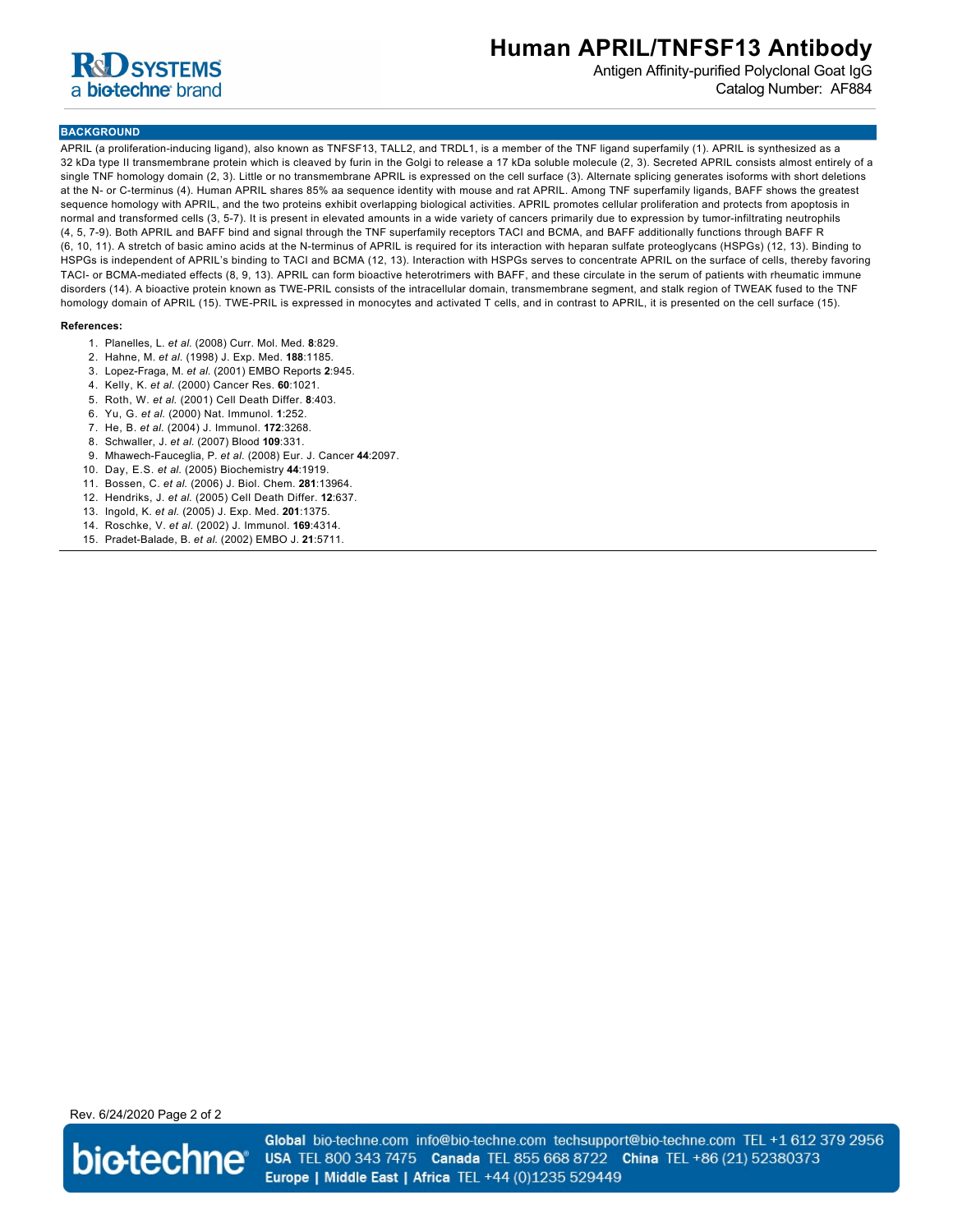# Human APRIL/TNFSF13 Antibody

Antigen Affinity-purified Polyclonal Goat IgG

Catalog Number: AF884

## BACKGROUND

APRIL (a proliferation-inducing ligand), also known as TNFSF13, TALL2, and TRDL1, is a member of the TNF ligand superfamily (1). APRIL is synthesized as a 32 kDa type II transmembrane protein which is cleaved by furin in the Golgi to release a 17 kDa soluble molecule (2, 3). Secreted APRIL consists almost entirely of a single TNF homology domain (2, 3). Little or no transmembrane APRIL is expressed on the cell surface (3). Alternate splicing generates isoforms with short deletions at the N- or C-terminus (4). Human APRIL shares 85% aa sequence identity with mouse and rat APRIL. Among TNF superfamily ligands, BAFF shows the greatest sequence homology with APRIL, and the two proteins exhibit overlapping biological activities. APRIL promotes cellular proliferation and protects from apoptosis in normal and transformed cells (3, 5-7). It is present in elevated amounts in a wide variety of cancers primarily due to expression by tumor-infiltrating neutrophils (4, 5, 7-9). Both APRIL and BAFF bind and signal through the TNF superfamily receptors TACI and BCMA, and BAFF additionally functions through BAFF R (6, 10, 11). A stretch of basic amino acids at the N-terminus of APRIL is required for its interaction with heparan sulfate proteoglycans (HSPGs) (12, 13). Binding to HSPGs is independent of APRIL's binding to TACI and BCMA (12, 13). Interaction with HSPGs serves to concentrate APRIL on the surface of cells, thereby favoring TACI- or BCMA-mediated effects (8, 9, 13). APRIL can form bioactive heterotrimers with BAFF, and these circulate in the serum of patients with rheumatic immune disorders (14). A bioactive protein known as TWE-PRIL consists of the intracellular domain, transmembrane segment, and stalk region of TWEAK fused to the TNF homology domain of APRIL (15). TWE-PRIL is expressed in monocytes and activated T cells, and in contrast to APRIL, it is presented on the cell surface (15).

**References:**

1. Planelles, L. *et al.* (2008) Curr. Mol. Med. **8**:829.
2. Hahne, M. *et al.* (1998) J. Exp. Med. **188**:1185.
3. Lopez-Fraga, M. *et al.* (2001) EMBO Reports **2**:945.
4. Kelly, K. *et al.* (2000) Cancer Res. **60**:1021.
5. Roth, W. *et al.* (2001) Cell Death Differ. **8**:403.
6. Yu, G. *et al.* (2000) Nat. Immunol. **1**:252.
7. He, B. *et al.* (2004) J. Immunol. **172**:3268.
8. Schwaller, J. *et al.* (2007) Blood **109**:331.
9. Mhawech-Fauceglia, P. *et al.* (2008) Eur. J. Cancer **44**:2097.
10. Day, E.S. *et al.* (2005) Biochemistry **44**:1919.
11. Bossen, C. *et al.* (2006) J. Biol. Chem. **281**:13964.
12. Hendriks, J. *et al.* (2005) Cell Death Differ. **12**:637.
13. Ingold, K. *et al.* (2005) J. Exp. Med. **201**:1375.
14. Roschke, V. *et al.* (2002) J. Immunol. **169**:4314.
15. Pradet-Balade, B. *et al.* (2002) EMBO J. **21**:5711.

Rev. 6/24/2020

Global bio-techne.com info@bio-techne.com techsupport@bio-techne.com TEL +1 612 379 2956 USA TEL 800 343 7475 Canada TEL 855 668 8722 China TEL +86 (21) 52380373 Europe | Middle East | Africa TEL +44 (0)1235 529449